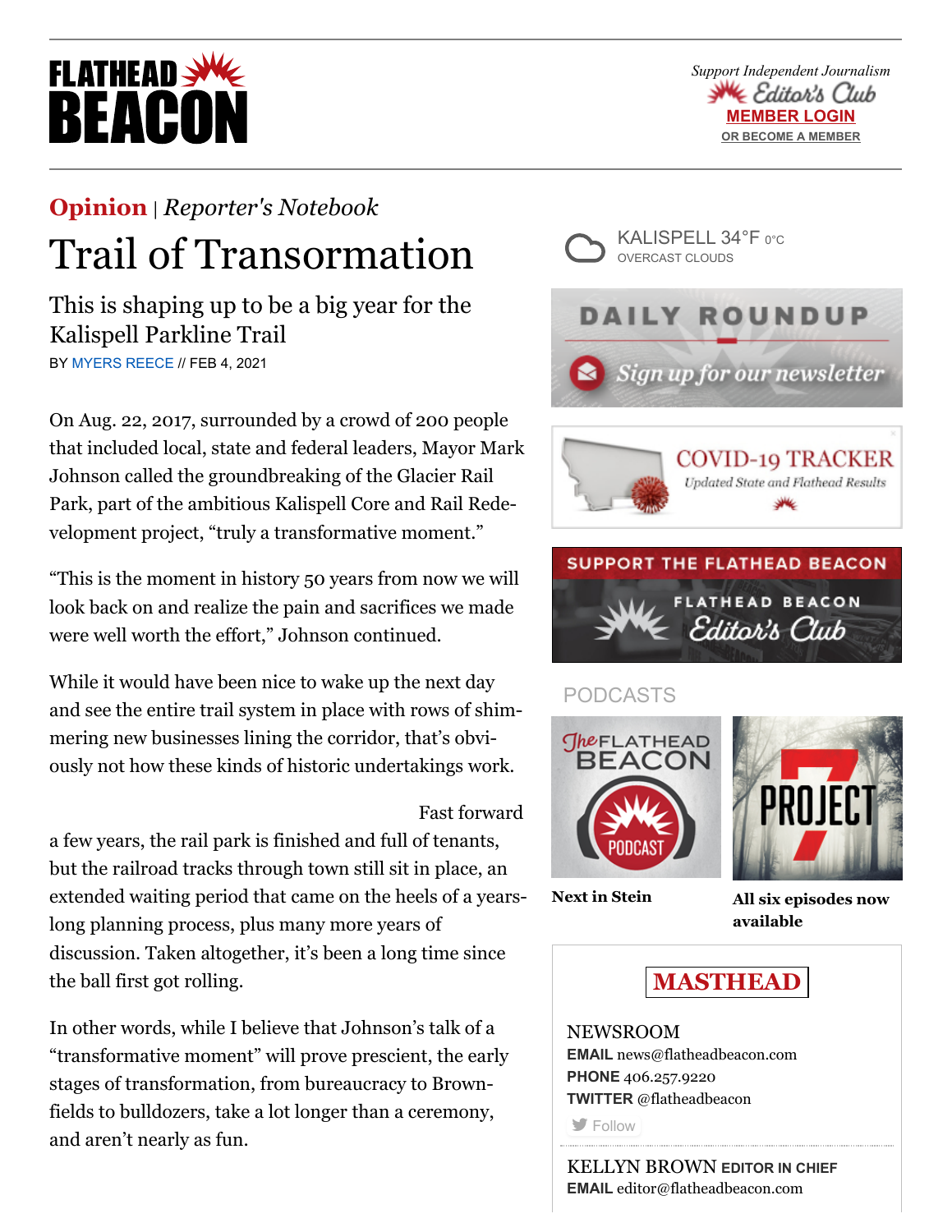**Opinion** | *Reporter's Notebook*

# Trail of Transormation

## This is shaping up to be a big year for the Kalispell Parkline Trail

BY MYERS REECE // FEB 4, 2021

On Aug. 22, 2017, surrounded by a crowd of 200 people that included local, state and federal leaders, Mayor Mark Johnson called the groundbreaking of the Glacier Rail Park, part of the ambitious Kalispell Core and Rail Redevelopment project, "truly a transformative moment."

"This is the moment in history 50 years from now we will look back on and realize the pain and sacrifices we made were well worth the effort," Johnson continued.

While it would have been nice to wake up the next day and see the entire trail system in place with rows of shimmering new businesses lining the corridor, that's obviously not how these kinds of historic undertakings work.

Fast forward a few years, the rail park is finished and full of tenants, but the railroad tracks through town still sit in place, an extended waiting period that came on the heels of a years-long planning process, plus many more years of discussion. Taken altogether, it's been a long time since the ball first got rolling.

In other words, while I believe that Johnson's talk of a "transformative moment" will prove prescient, the early stages of transformation, from bureaucracy to Brownfields to bulldozers, take a lot longer than a ceremony, and aren't nearly as fun.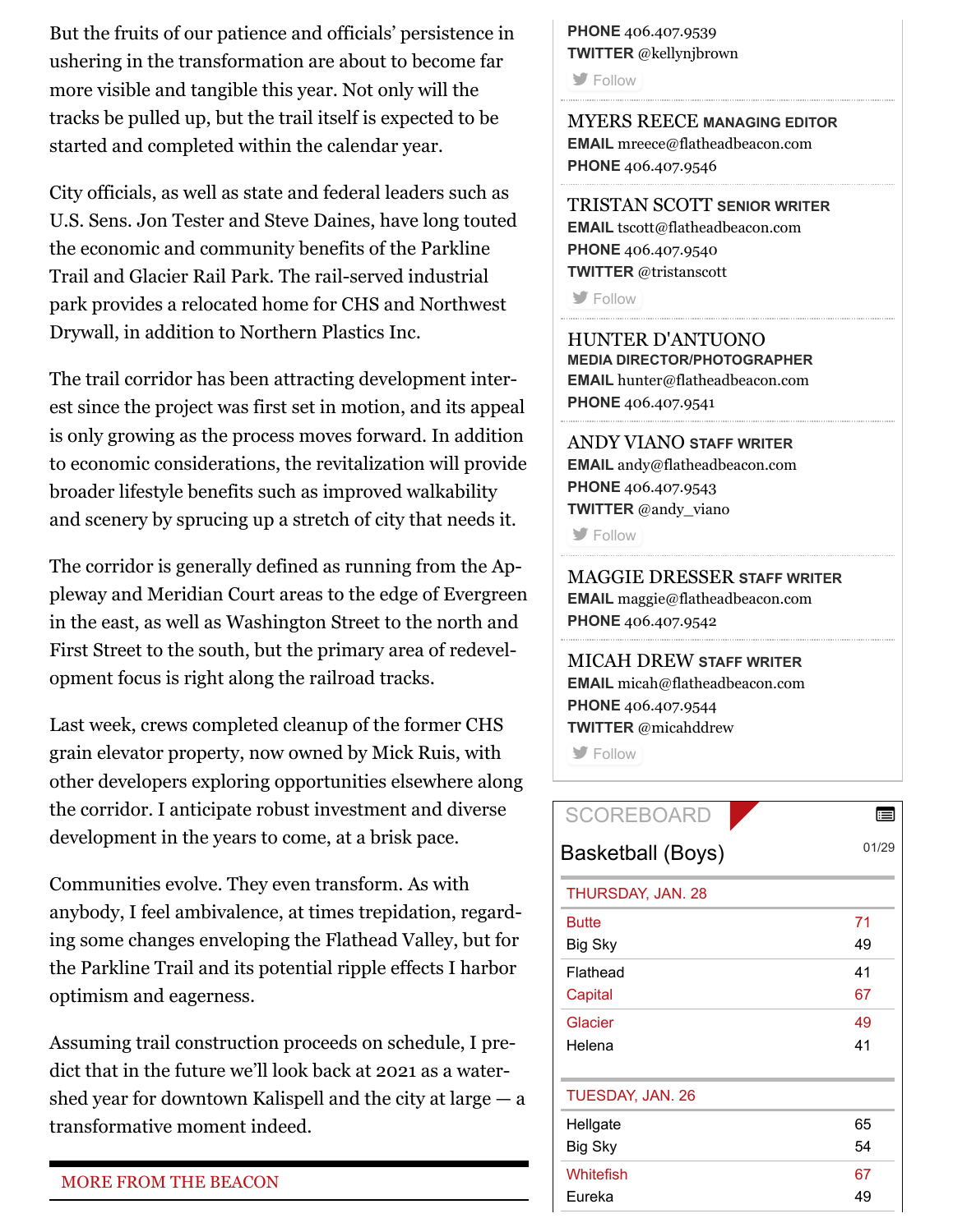But the fruits of our patience and officials' persistence in ushering in the transformation are about to become far more visible and tangible this year. Not only will the tracks be pulled up, but the trail itself is expected to be started and completed within the calendar year.

City officials, as well as state and federal leaders such as U.S. Sens. Jon Tester and Steve Daines, have long touted the economic and community benefits of the Parkline Trail and Glacier Rail Park. The rail-served industrial park provides a relocated home for CHS and Northwest Drywall, in addition to Northern Plastics Inc.

The trail corridor has been attracting development interest since the project was first set in motion, and its appeal is only growing as the process moves forward. In addition to economic considerations, the revitalization will provide broader lifestyle benefits such as improved walkability and scenery by sprucing up a stretch of city that needs it.

The corridor is generally defined as running from the Appleway and Meridian Court areas to the edge of Evergreen in the east, as well as Washington Street to the north and First Street to the south, but the primary area of redevelopment focus is right along the railroad tracks.

Last week, crews completed cleanup of the former CHS grain elevator property, now owned by Mick Ruis, with other developers exploring opportunities elsewhere along the corridor. I anticipate robust investment and diverse development in the years to come, at a brisk pace.

Communities evolve. They even transform. As with anybody, I feel ambivalence, at times trepidation, regarding some changes enveloping the Flathead Valley, but for the Parkline Trail and its potential ripple effects I harbor optimism and eagerness.

Assuming trail construction proceeds on schedule, I predict that in the future we'll look back at 2021 as a watershed year for downtown Kalispell and the city at large — a transformative moment indeed.

MORE FROM THE BEACON

**PHONE** 406.407.9539
**TWITTER** @kellynjbrown

Follow

MYERS REECE **MANAGING EDITOR**
**EMAIL** mreece@flatheadbeacon.com
**PHONE** 406.407.9546

TRISTAN SCOTT **SENIOR WRITER**
**EMAIL** tscott@flatheadbeacon.com
**PHONE** 406.407.9540
**TWITTER** @tristanscott

Follow

HUNTER D'ANTUONO **MEDIA DIRECTOR/PHOTOGRAPHER**
**EMAIL** hunter@flatheadbeacon.com
**PHONE** 406.407.9541

ANDY VIANO **STAFF WRITER**
**EMAIL** andy@flatheadbeacon.com
**PHONE** 406.407.9543
**TWITTER** @andy_viano

Follow

MAGGIE DRESSER **STAFF WRITER**
**EMAIL** maggie@flatheadbeacon.com
**PHONE** 406.407.9542

MICAH DREW **STAFF WRITER**
**EMAIL** micah@flatheadbeacon.com
**PHONE** 406.407.9544
**TWITTER** @micahddrew

Follow

SCOREBOARD

Basketball (Boys) 01/29

| THURSDAY, JAN. 28 | |
|---|---|
| Butte | 71 |
| Big Sky | 49 |
| Flathead | 41 |
| Capital | 67 |
| Glacier | 49 |
| Helena | 41 |

| TUESDAY, JAN. 26 | |
|---|---|
| Hellgate | 65 |
| Big Sky | 54 |
| Whitefish | 67 |
| Eureka | 49 |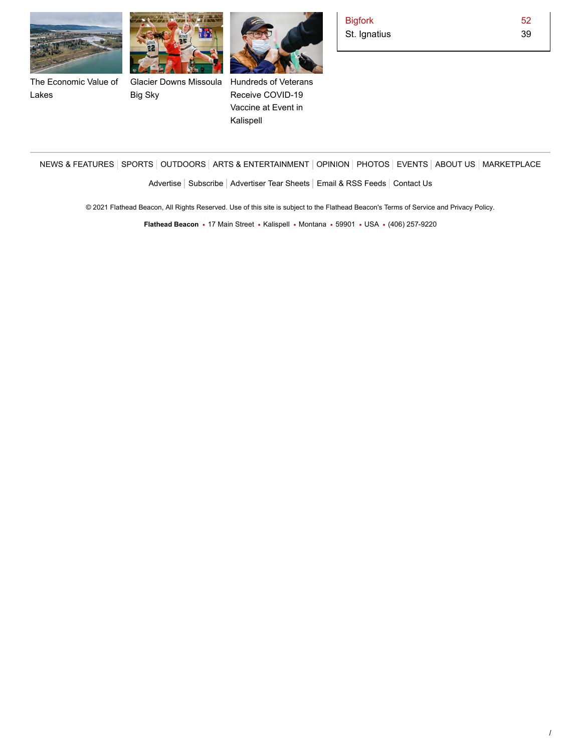The Economic Value of Lakes

Glacier Downs Missoula Big Sky

Hundreds of Veterans Receive COVID-19 Vaccine at Event in Kalispell

| | |
|---|---|
| Bigfork | 52 |
| St. Ignatius | 39 |

NEWS & FEATURES | SPORTS | OUTDOORS | ARTS & ENTERTAINMENT | OPINION | PHOTOS | EVENTS | ABOUT US | MARKETPLACE

Advertise | Subscribe | Advertiser Tear Sheets | Email & RSS Feeds | Contact Us

© 2021 Flathead Beacon, All Rights Reserved. Use of this site is subject to the Flathead Beacon's Terms of Service and Privacy Policy.

**Flathead Beacon** • 17 Main Street • Kalispell • Montana • 59901 • USA • (406) 257-9220